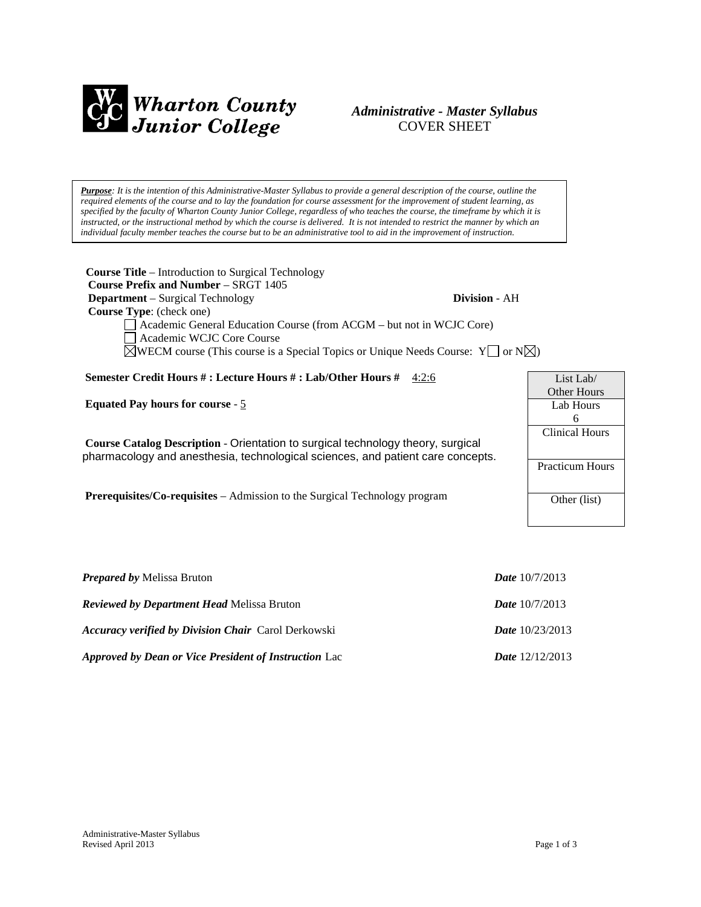**Wharton County Junior College**

*Administrative - Master Syllabus*
COVER SHEET

***Purpose**: It is the intention of this Administrative-Master Syllabus to provide a general description of the course, outline the required elements of the course and to lay the foundation for course assessment for the improvement of student learning, as specified by the faculty of Wharton County Junior College, regardless of who teaches the course, the timeframe by which it is instructed, or the instructional method by which the course is delivered. It is not intended to restrict the manner by which an individual faculty member teaches the course but to be an administrative tool to aid in the improvement of instruction.*

**Course Title** – Introduction to Surgical Technology
**Course Prefix and Number** – SRGT 1405
**Department** – Surgical Technology **Division** - AH
**Course Type**: (check one)

- ☐ Academic General Education Course (from ACGM – but not in WCJC Core)
- ☐ Academic WCJC Core Course
- ☒ WECM course (This course is a Special Topics or Unique Needs Course: Y☐ or N☒)

**Semester Credit Hours # : Lecture Hours # : Lab/Other Hours #** 4:2:6

**Equated Pay hours for course** - 5

**Course Catalog Description** - Orientation to surgical technology theory, surgical pharmacology and anesthesia, technological sciences, and patient care concepts.

**Prerequisites/Co-requisites** – Admission to the Surgical Technology program

| List Lab/ Other Hours |
|---|
| Lab Hours 6 |
| Clinical Hours |
| Practicum Hours |
| Other (list) |

***Prepared by*** Melissa Bruton ***Date*** 10/7/2013

***Reviewed by Department Head*** Melissa Bruton ***Date*** 10/7/2013

***Accuracy verified by Division Chair*** Carol Derkowski ***Date*** 10/23/2013

***Approved by Dean or Vice President of Instruction*** Lac ***Date*** 12/12/2013

Administrative-Master Syllabus
Revised April 2013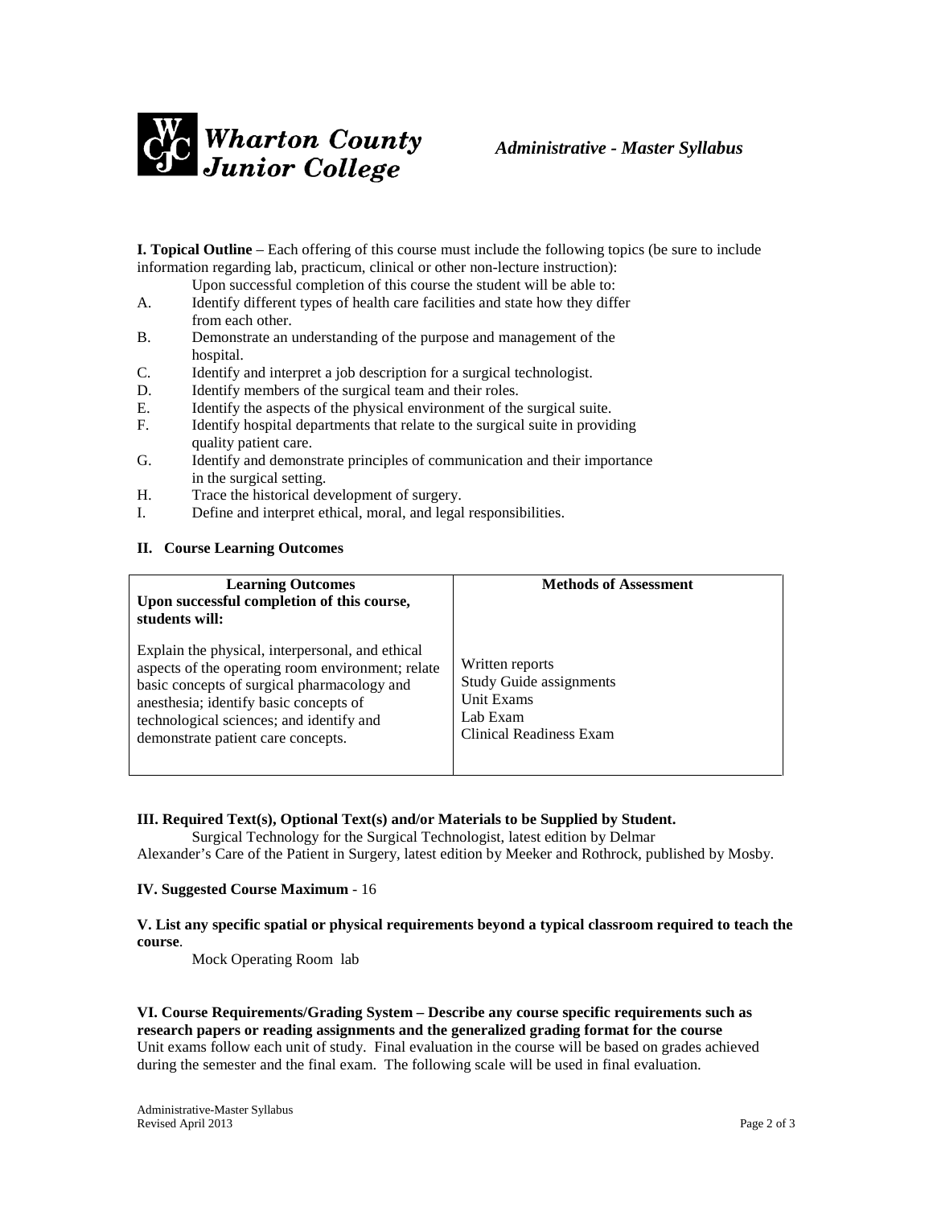**I. Topical Outline** – Each offering of this course must include the following topics (be sure to include information regarding lab, practicum, clinical or other non-lecture instruction):

Upon successful completion of this course the student will be able to:

A. Identify different types of health care facilities and state how they differ from each other.
B. Demonstrate an understanding of the purpose and management of the hospital.
C. Identify and interpret a job description for a surgical technologist.
D. Identify members of the surgical team and their roles.
E. Identify the aspects of the physical environment of the surgical suite.
F. Identify hospital departments that relate to the surgical suite in providing quality patient care.
G. Identify and demonstrate principles of communication and their importance in the surgical setting.
H. Trace the historical development of surgery.
I. Define and interpret ethical, moral, and legal responsibilities.

**II. Course Learning Outcomes**

| **Learning Outcomes**<br>**Upon successful completion of this course, students will:** | **Methods of Assessment** |
|---|---|
| Explain the physical, interpersonal, and ethical aspects of the operating room environment; relate basic concepts of surgical pharmacology and anesthesia; identify basic concepts of technological sciences; and identify and demonstrate patient care concepts. | Written reports<br>Study Guide assignments<br>Unit Exams<br>Lab Exam<br>Clinical Readiness Exam |

**III. Required Text(s), Optional Text(s) and/or Materials to be Supplied by Student.**

Surgical Technology for the Surgical Technologist, latest edition by Delmar
Alexander's Care of the Patient in Surgery, latest edition by Meeker and Rothrock, published by Mosby.

**IV. Suggested Course Maximum** - 16

**V. List any specific spatial or physical requirements beyond a typical classroom required to teach the course**.

Mock Operating Room lab

**VI. Course Requirements/Grading System – Describe any course specific requirements such as research papers or reading assignments and the generalized grading format for the course**

Unit exams follow each unit of study. Final evaluation in the course will be based on grades achieved during the semester and the final exam. The following scale will be used in final evaluation.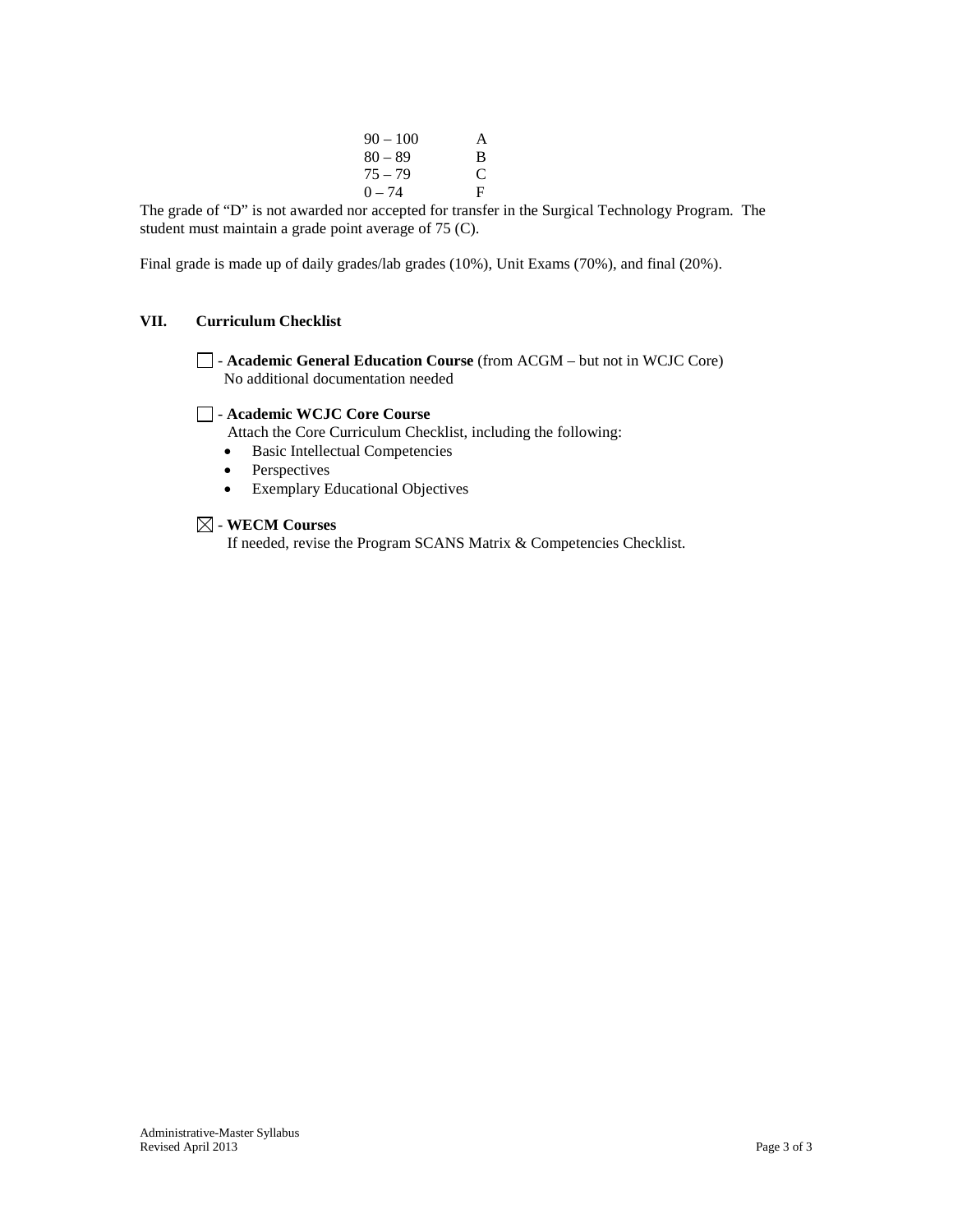| | |
|---|---|
| 90 – 100 | A |
| 80 – 89 | B |
| 75 – 79 | C |
| 0 – 74 | F |

The grade of "D" is not awarded nor accepted for transfer in the Surgical Technology Program. The student must maintain a grade point average of 75 (C).

Final grade is made up of daily grades/lab grades (10%), Unit Exams (70%), and final (20%).

## VII. Curriculum Checklist

☐ - **Academic General Education Course** (from ACGM – but not in WCJC Core)
No additional documentation needed

☐ - **Academic WCJC Core Course**
Attach the Core Curriculum Checklist, including the following:

- Basic Intellectual Competencies
- Perspectives
- Exemplary Educational Objectives

☒ - **WECM Courses**
If needed, revise the Program SCANS Matrix & Competencies Checklist.

Administrative-Master Syllabus
Revised April 2013